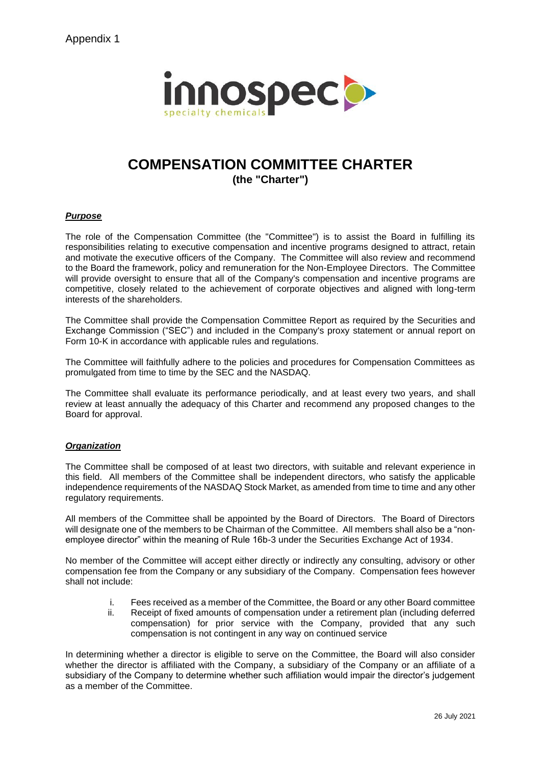Appendix 1

innospec
specialty chemicals

# COMPENSATION COMMITTEE CHARTER

**(the "Charter")**

## ***Purpose***

The role of the Compensation Committee (the "Committee") is to assist the Board in fulfilling its responsibilities relating to executive compensation and incentive programs designed to attract, retain and motivate the executive officers of the Company. The Committee will also review and recommend to the Board the framework, policy and remuneration for the Non-Employee Directors. The Committee will provide oversight to ensure that all of the Company's compensation and incentive programs are competitive, closely related to the achievement of corporate objectives and aligned with long-term interests of the shareholders.

The Committee shall provide the Compensation Committee Report as required by the Securities and Exchange Commission ("SEC") and included in the Company's proxy statement or annual report on Form 10-K in accordance with applicable rules and regulations.

The Committee will faithfully adhere to the policies and procedures for Compensation Committees as promulgated from time to time by the SEC and the NASDAQ.

The Committee shall evaluate its performance periodically, and at least every two years, and shall review at least annually the adequacy of this Charter and recommend any proposed changes to the Board for approval.

## ***Organization***

The Committee shall be composed of at least two directors, with suitable and relevant experience in this field. All members of the Committee shall be independent directors, who satisfy the applicable independence requirements of the NASDAQ Stock Market, as amended from time to time and any other regulatory requirements.

All members of the Committee shall be appointed by the Board of Directors. The Board of Directors will designate one of the members to be Chairman of the Committee. All members shall also be a "non-employee director" within the meaning of Rule 16b-3 under the Securities Exchange Act of 1934.

No member of the Committee will accept either directly or indirectly any consulting, advisory or other compensation fee from the Company or any subsidiary of the Company. Compensation fees however shall not include:

i. Fees received as a member of the Committee, the Board or any other Board committee
ii. Receipt of fixed amounts of compensation under a retirement plan (including deferred compensation) for prior service with the Company, provided that any such compensation is not contingent in any way on continued service

In determining whether a director is eligible to serve on the Committee, the Board will also consider whether the director is affiliated with the Company, a subsidiary of the Company or an affiliate of a subsidiary of the Company to determine whether such affiliation would impair the director's judgement as a member of the Committee.

26 July 2021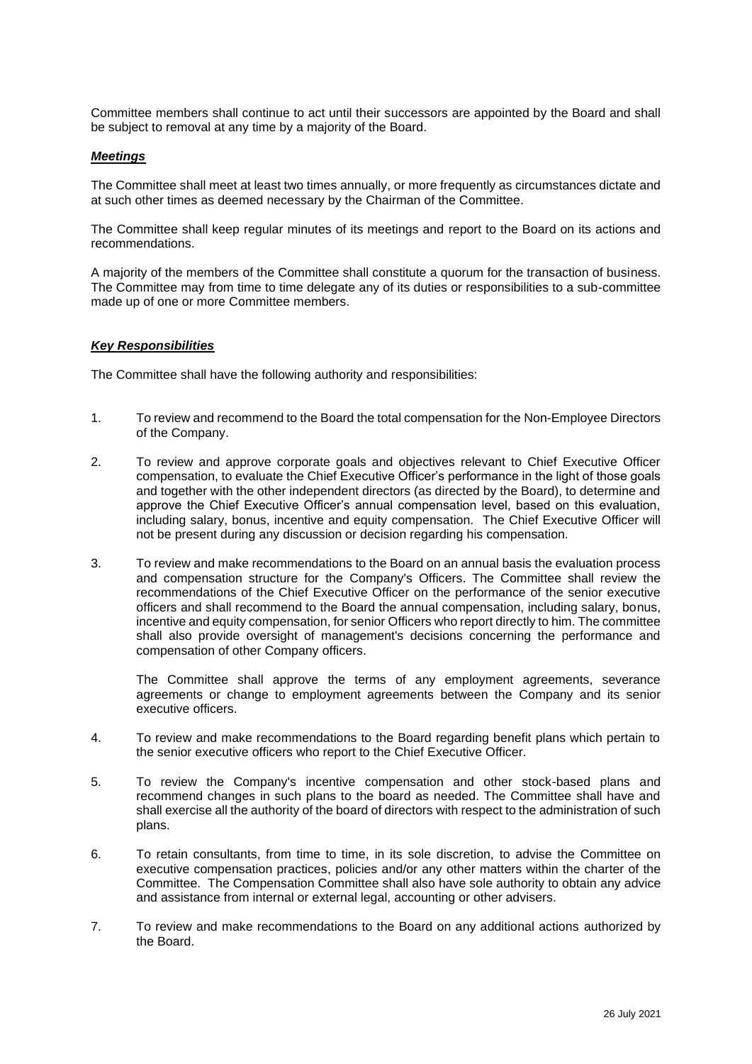Committee members shall continue to act until their successors are appointed by the Board and shall be subject to removal at any time by a majority of the Board.

### ***Meetings***

The Committee shall meet at least two times annually, or more frequently as circumstances dictate and at such other times as deemed necessary by the Chairman of the Committee.

The Committee shall keep regular minutes of its meetings and report to the Board on its actions and recommendations.

A majority of the members of the Committee shall constitute a quorum for the transaction of business. The Committee may from time to time delegate any of its duties or responsibilities to a sub-committee made up of one or more Committee members.

### ***Key Responsibilities***

The Committee shall have the following authority and responsibilities:

1. To review and recommend to the Board the total compensation for the Non-Employee Directors of the Company.

2. To review and approve corporate goals and objectives relevant to Chief Executive Officer compensation, to evaluate the Chief Executive Officer's performance in the light of those goals and together with the other independent directors (as directed by the Board), to determine and approve the Chief Executive Officer's annual compensation level, based on this evaluation, including salary, bonus, incentive and equity compensation. The Chief Executive Officer will not be present during any discussion or decision regarding his compensation.

3. To review and make recommendations to the Board on an annual basis the evaluation process and compensation structure for the Company's Officers. The Committee shall review the recommendations of the Chief Executive Officer on the performance of the senior executive officers and shall recommend to the Board the annual compensation, including salary, bonus, incentive and equity compensation, for senior Officers who report directly to him. The committee shall also provide oversight of management's decisions concerning the performance and compensation of other Company officers.

   The Committee shall approve the terms of any employment agreements, severance agreements or change to employment agreements between the Company and its senior executive officers.

4. To review and make recommendations to the Board regarding benefit plans which pertain to the senior executive officers who report to the Chief Executive Officer.

5. To review the Company's incentive compensation and other stock-based plans and recommend changes in such plans to the board as needed. The Committee shall have and shall exercise all the authority of the board of directors with respect to the administration of such plans.

6. To retain consultants, from time to time, in its sole discretion, to advise the Committee on executive compensation practices, policies and/or any other matters within the charter of the Committee. The Compensation Committee shall also have sole authority to obtain any advice and assistance from internal or external legal, accounting or other advisers.

7. To review and make recommendations to the Board on any additional actions authorized by the Board.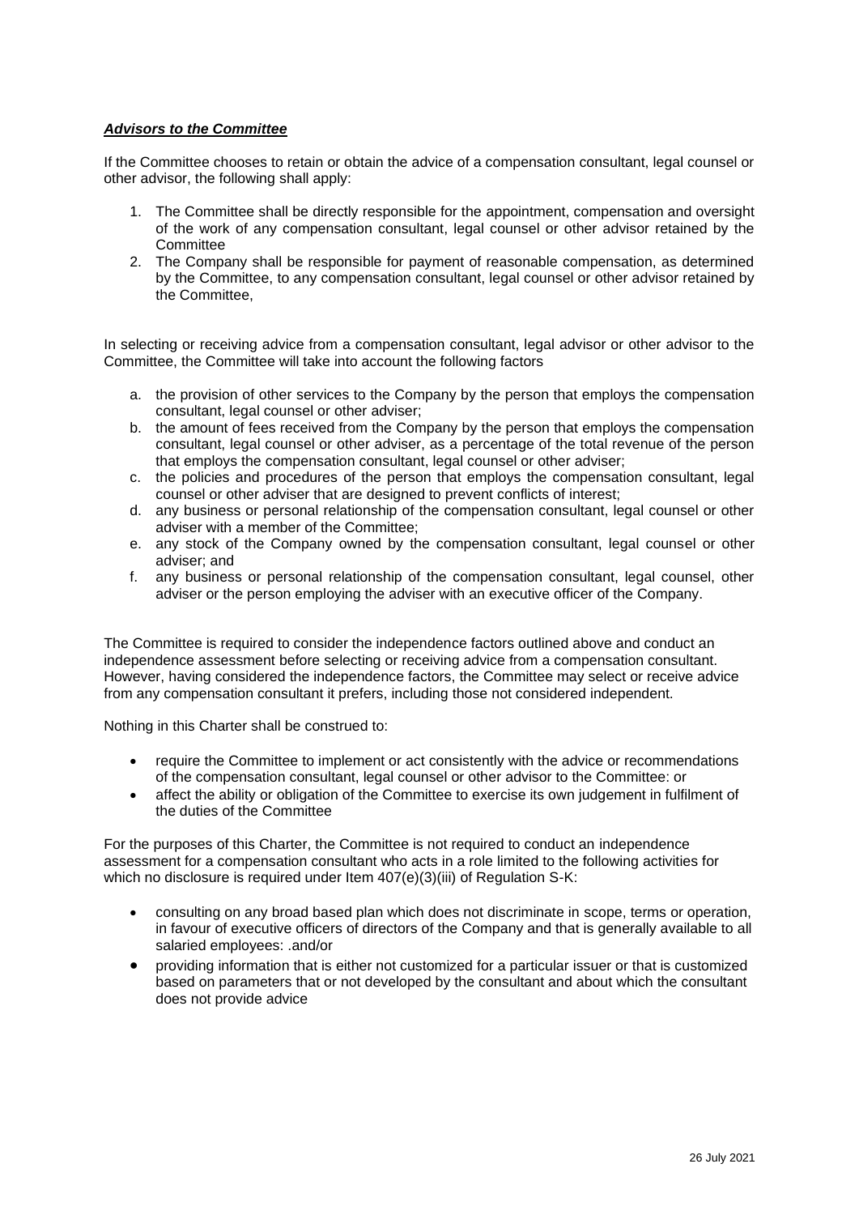***Advisors to the Committee***

If the Committee chooses to retain or obtain the advice of a compensation consultant, legal counsel or other advisor, the following shall apply:

1. The Committee shall be directly responsible for the appointment, compensation and oversight of the work of any compensation consultant, legal counsel or other advisor retained by the Committee
2. The Company shall be responsible for payment of reasonable compensation, as determined by the Committee, to any compensation consultant, legal counsel or other advisor retained by the Committee,

In selecting or receiving advice from a compensation consultant, legal advisor or other advisor to the Committee, the Committee will take into account the following factors

a. the provision of other services to the Company by the person that employs the compensation consultant, legal counsel or other adviser;
b. the amount of fees received from the Company by the person that employs the compensation consultant, legal counsel or other adviser, as a percentage of the total revenue of the person that employs the compensation consultant, legal counsel or other adviser;
c. the policies and procedures of the person that employs the compensation consultant, legal counsel or other adviser that are designed to prevent conflicts of interest;
d. any business or personal relationship of the compensation consultant, legal counsel or other adviser with a member of the Committee;
e. any stock of the Company owned by the compensation consultant, legal counsel or other adviser; and
f. any business or personal relationship of the compensation consultant, legal counsel, other adviser or the person employing the adviser with an executive officer of the Company.

The Committee is required to consider the independence factors outlined above and conduct an independence assessment before selecting or receiving advice from a compensation consultant. However, having considered the independence factors, the Committee may select or receive advice from any compensation consultant it prefers, including those not considered independent.

Nothing in this Charter shall be construed to:

- require the Committee to implement or act consistently with the advice or recommendations of the compensation consultant, legal counsel or other advisor to the Committee: or
- affect the ability or obligation of the Committee to exercise its own judgement in fulfilment of the duties of the Committee

For the purposes of this Charter, the Committee is not required to conduct an independence assessment for a compensation consultant who acts in a role limited to the following activities for which no disclosure is required under Item 407(e)(3)(iii) of Regulation S-K:

- consulting on any broad based plan which does not discriminate in scope, terms or operation, in favour of executive officers of directors of the Company and that is generally available to all salaried employees: .and/or
- providing information that is either not customized for a particular issuer or that is customized based on parameters that or not developed by the consultant and about which the consultant does not provide advice

26 July 2021